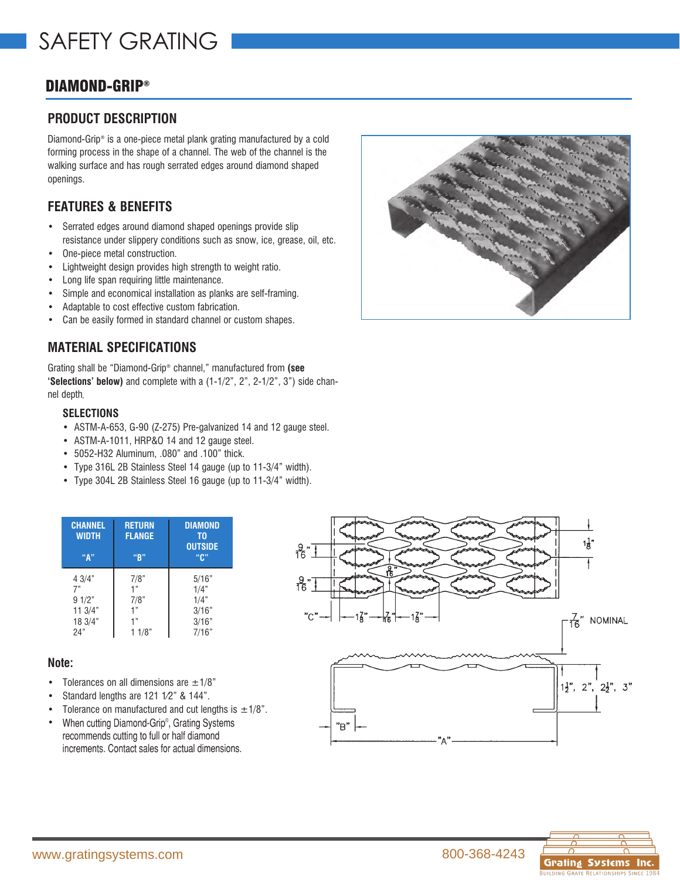# SAFETY GRATING

## DIAMOND-GRIP®

### PRODUCT DESCRIPTION

Diamond-Grip® is a one-piece metal plank grating manufactured by a cold forming process in the shape of a channel. The web of the channel is the walking surface and has rough serrated edges around diamond shaped openings.

### FEATURES & BENEFITS

- Serrated edges around diamond shaped openings provide slip resistance under slippery conditions such as snow, ice, grease, oil, etc.
- One-piece metal construction.
- Lightweight design provides high strength to weight ratio.
- Long life span requiring little maintenance.
- Simple and economical installation as planks are self-framing.
- Adaptable to cost effective custom fabrication.
- Can be easily formed in standard channel or custom shapes.

### MATERIAL SPECIFICATIONS

Grating shall be "Diamond-Grip® channel," manufactured from **(see 'Selections' below)** and complete with a (1-1/2", 2", 2-1/2", 3") side channel depth.

#### SELECTIONS

- ASTM-A-653, G-90 (Z-275) Pre-galvanized 14 and 12 gauge steel.
- ASTM-A-1011, HRP&O 14 and 12 gauge steel.
- 5052-H32 Aluminum, .080" and .100" thick.
- Type 316L 2B Stainless Steel 14 gauge (up to 11-3/4" width).
- Type 304L 2B Stainless Steel 16 gauge (up to 11-3/4" width).

| CHANNEL WIDTH "A" | RETURN FLANGE "B" | DIAMOND TO OUTSIDE "C" |
|---|---|---|
| 4 3/4" | 7/8" | 5/16" |
| 7" | 1" | 1/4" |
| 9 1/2" | 7/8" | 1/4" |
| 11 3/4" | 1" | 3/16" |
| 18 3/4" | 1" | 3/16" |
| 24" | 1 1/8" | 7/16" |

**Note:**

- Tolerances on all dimensions are ±1/8"
- Standard lengths are 121 1/2" & 144".
- Tolerance on manufactured and cut lengths is ±1/8".
- When cutting Diamond-Grip®, Grating Systems recommends cutting to full or half diamond increments. Contact sales for actual dimensions.

www.gratingsystems.com 800-368-4243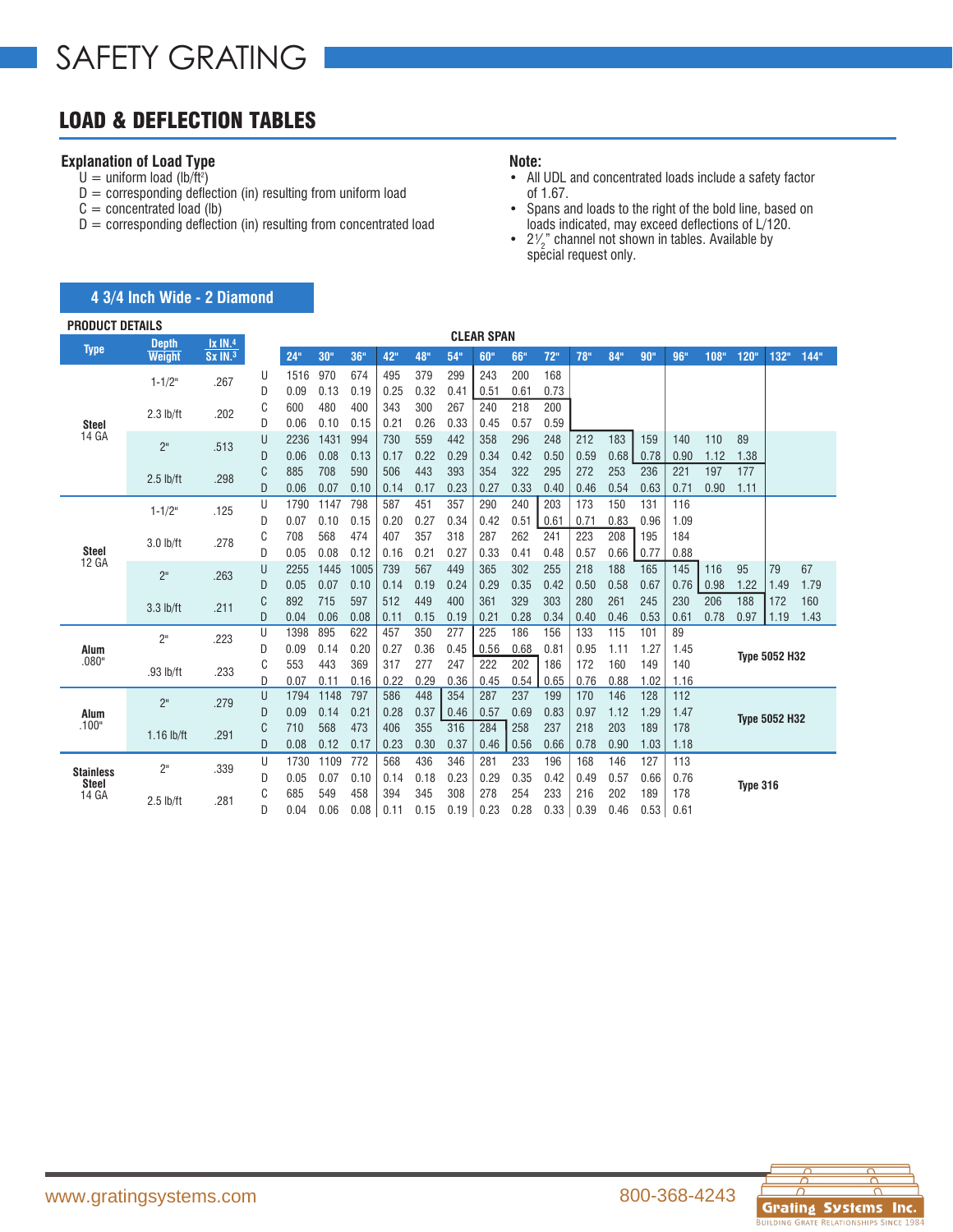# SAFETY GRATING

## LOAD & DEFLECTION TABLES

### Explanation of Load Type

U = uniform load (lb/ft²)
D = corresponding deflection (in) resulting from uniform load
C = concentrated load (lb)
D = corresponding deflection (in) resulting from concentrated load

### Note:

- All UDL and concentrated loads include a safety factor of 1.67.
- Spans and loads to the right of the bold line, based on loads indicated, may exceed deflections of L/120.
- 2½" channel not shown in tables. Available by special request only.

### 4 3/4 Inch Wide - 2 Diamond

| Type | Depth / Weight | Ix IN.⁴ / Sx IN.³ | | 24" | 30" | 36" | 42" | 48" | 54" | 60" | 66" | 72" | 78" | 84" | 90" | 96" | 108" | 120" | 132" | 144" |
|---|---|---|---|---|---|---|---|---|---|---|---|---|---|---|---|---|---|---|---|---|
| Steel 14 GA | 1-1/2" | .267 | U | 1516 | 970 | 674 | 495 | 379 | 299 | 243 | 200 | 168 | | | | | | | | |
| | | | D | 0.09 | 0.13 | 0.19 | 0.25 | 0.32 | 0.41 | 0.51 | 0.61 | 0.73 | | | | | | | | |
| | 2.3 lb/ft | .202 | C | 600 | 480 | 400 | 343 | 300 | 267 | 240 | 218 | 200 | | | | | | | | |
| | | | D | 0.06 | 0.10 | 0.15 | 0.21 | 0.26 | 0.33 | 0.45 | 0.57 | 0.59 | | | | | | | | |
| | 2" | .513 | U | 2236 | 1431 | 994 | 730 | 559 | 442 | 358 | 296 | 248 | 212 | 183 | 159 | 140 | 110 | 89 | | |
| | | | D | 0.06 | 0.08 | 0.13 | 0.17 | 0.22 | 0.29 | 0.34 | 0.42 | 0.50 | 0.59 | 0.68 | 0.78 | 0.90 | 1.12 | 1.38 | | |
| | 2.5 lb/ft | .298 | C | 885 | 708 | 590 | 506 | 443 | 393 | 354 | 322 | 295 | 272 | 253 | 236 | 221 | 197 | 177 | | |
| | | | D | 0.06 | 0.07 | 0.10 | 0.14 | 0.17 | 0.23 | 0.27 | 0.33 | 0.40 | 0.46 | 0.54 | 0.63 | 0.71 | 0.90 | 1.11 | | |
| Steel 12 GA | 1-1/2" | .125 | U | 1790 | 1147 | 798 | 587 | 451 | 357 | 290 | 240 | 203 | 173 | 150 | 131 | 116 | | | | |
| | | | D | 0.07 | 0.10 | 0.15 | 0.20 | 0.27 | 0.34 | 0.42 | 0.51 | 0.61 | 0.71 | 0.83 | 0.96 | 1.09 | | | | |
| | 3.0 lb/ft | .278 | C | 708 | 568 | 474 | 407 | 357 | 318 | 287 | 262 | 241 | 223 | 208 | 195 | 184 | | | | |
| | | | D | 0.05 | 0.08 | 0.12 | 0.16 | 0.21 | 0.27 | 0.33 | 0.41 | 0.48 | 0.57 | 0.66 | 0.77 | 0.88 | | | | |
| | 2" | .263 | U | 2255 | 1445 | 1005 | 739 | 567 | 449 | 365 | 302 | 255 | 218 | 188 | 165 | 145 | 116 | 95 | 79 | 67 |
| | | | D | 0.05 | 0.07 | 0.10 | 0.14 | 0.19 | 0.24 | 0.29 | 0.35 | 0.42 | 0.50 | 0.58 | 0.67 | 0.76 | 0.98 | 1.22 | 1.49 | 1.79 |
| | 3.3 lb/ft | .211 | C | 892 | 715 | 597 | 512 | 449 | 400 | 361 | 329 | 303 | 280 | 261 | 245 | 230 | 206 | 188 | 172 | 160 |
| | | | D | 0.04 | 0.06 | 0.08 | 0.11 | 0.15 | 0.19 | 0.21 | 0.28 | 0.34 | 0.40 | 0.46 | 0.53 | 0.61 | 0.78 | 0.97 | 1.19 | 1.43 |
| Alum .080" | 2" | .223 | U | 1398 | 895 | 622 | 457 | 350 | 277 | 225 | 186 | 156 | 133 | 115 | 101 | 89 | Type 5052 H32 | | | |
| | | | D | 0.09 | 0.14 | 0.20 | 0.27 | 0.36 | 0.45 | 0.56 | 0.68 | 0.81 | 0.95 | 1.11 | 1.27 | 1.45 | | | | |
| | .93 lb/ft | .233 | C | 553 | 443 | 369 | 317 | 277 | 247 | 222 | 202 | 186 | 172 | 160 | 149 | 140 | | | | |
| | | | D | 0.07 | 0.11 | 0.16 | 0.22 | 0.29 | 0.36 | 0.45 | 0.54 | 0.65 | 0.76 | 0.88 | 1.02 | 1.16 | | | | |
| Alum .100" | 2" | .279 | U | 1794 | 1148 | 797 | 586 | 448 | 354 | 287 | 237 | 199 | 170 | 146 | 128 | 112 | Type 5052 H32 | | | |
| | | | D | 0.09 | 0.14 | 0.21 | 0.28 | 0.37 | 0.46 | 0.57 | 0.69 | 0.83 | 0.97 | 1.12 | 1.29 | 1.47 | | | | |
| | 1.16 lb/ft | .291 | C | 710 | 568 | 473 | 406 | 355 | 316 | 284 | 258 | 237 | 218 | 203 | 189 | 178 | | | | |
| | | | D | 0.08 | 0.12 | 0.17 | 0.23 | 0.30 | 0.37 | 0.46 | 0.56 | 0.66 | 0.78 | 0.90 | 1.03 | 1.18 | | | | |
| Stainless Steel 14 GA | 2" | .339 | U | 1730 | 1109 | 772 | 568 | 436 | 346 | 281 | 233 | 196 | 168 | 146 | 127 | 113 | Type 316 | | | |
| | | | D | 0.05 | 0.07 | 0.10 | 0.14 | 0.18 | 0.23 | 0.29 | 0.35 | 0.42 | 0.49 | 0.57 | 0.66 | 0.76 | | | | |
| | 2.5 lb/ft | .281 | C | 685 | 549 | 458 | 394 | 345 | 308 | 278 | 254 | 233 | 216 | 202 | 189 | 178 | | | | |
| | | | D | 0.04 | 0.06 | 0.08 | 0.11 | 0.15 | 0.19 | 0.23 | 0.28 | 0.33 | 0.39 | 0.46 | 0.53 | 0.61 | | | | |

www.gratingsystems.com    800-368-4243    Grating Systems Inc. — Building Grate Relationships Since 1984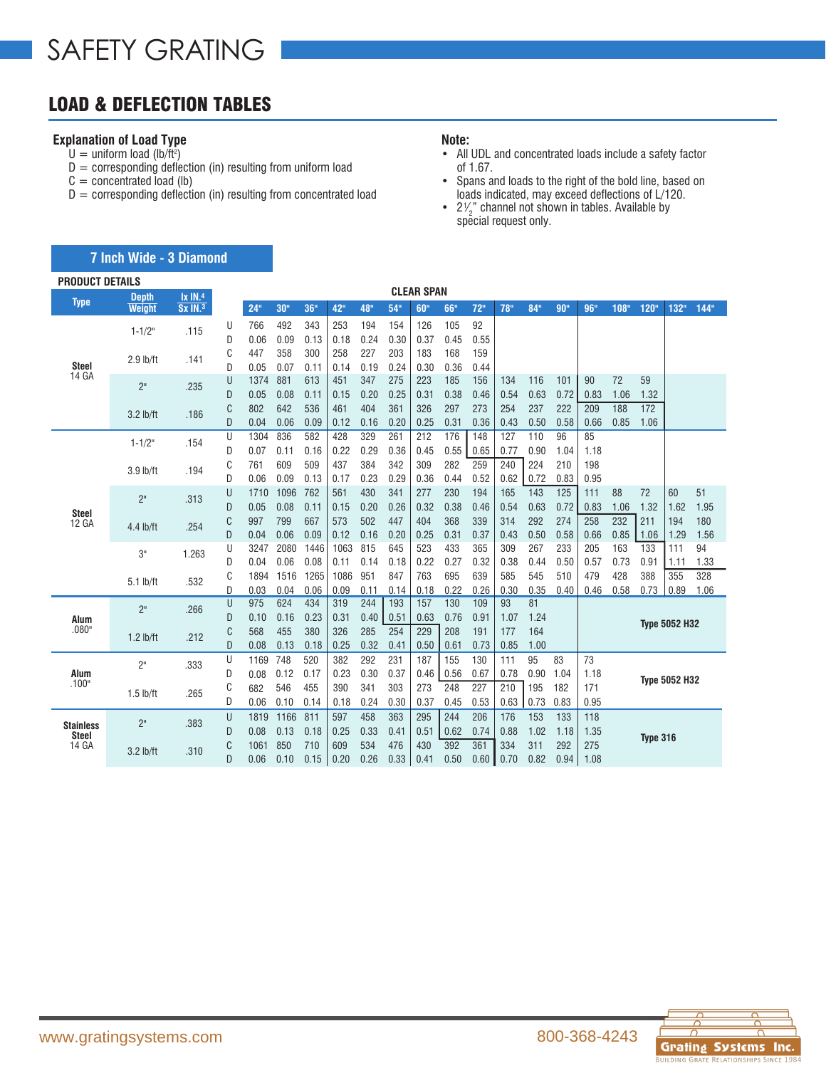# SAFETY GRATING

## LOAD & DEFLECTION TABLES

**Explanation of Load Type**

U = uniform load (lb/ft²)
D = corresponding deflection (in) resulting from uniform load
C = concentrated load (lb)
D = corresponding deflection (in) resulting from concentrated load

**Note:**

- All UDL and concentrated loads include a safety factor of 1.67.
- Spans and loads to the right of the bold line, based on loads indicated, may exceed deflections of L/120.
- 2½" channel not shown in tables. Available by special request only.

### 7 Inch Wide - 3 Diamond

**PRODUCT DETAILS**

| Type | Depth / Weight | Ix IN.⁴ / Sx IN.³ | | 24" | 30" | 36" | 42" | 48" | 54" | 60" | 66" | 72" | 78" | 84" | 90" | 96" | 108" | 120" | 132" | 144" |
|---|---|---|---|---|---|---|---|---|---|---|---|---|---|---|---|---|---|---|---|---|
| Steel 14 GA | 1-1/2" | .115 | U | 766 | 492 | 343 | 253 | 194 | 154 | 126 | 105 | 92 | | | | | | | | |
| | | | D | 0.06 | 0.09 | 0.13 | 0.18 | 0.24 | 0.30 | 0.37 | 0.45 | 0.55 | | | | | | | | |
| | 2.9 lb/ft | .141 | C | 447 | 358 | 300 | 258 | 227 | 203 | 183 | 168 | 159 | | | | | | | | |
| | | | D | 0.05 | 0.07 | 0.11 | 0.14 | 0.19 | 0.24 | 0.30 | 0.36 | 0.44 | | | | | | | | |
| | 2" | .235 | U | 1374 | 881 | 613 | 451 | 347 | 275 | 223 | 185 | 156 | 134 | 116 | 101 | 90 | 72 | 59 | | |
| | | | D | 0.05 | 0.08 | 0.11 | 0.15 | 0.20 | 0.25 | 0.31 | 0.38 | 0.46 | 0.54 | 0.63 | 0.72 | 0.83 | 1.06 | 1.32 | | |
| | 3.2 lb/ft | .186 | C | 802 | 642 | 536 | 461 | 404 | 361 | 326 | 297 | 273 | 254 | 237 | 222 | 209 | 188 | 172 | | |
| | | | D | 0.04 | 0.06 | 0.09 | 0.12 | 0.16 | 0.20 | 0.25 | 0.31 | 0.36 | 0.43 | 0.50 | 0.58 | 0.66 | 0.85 | 1.06 | | |
| Steel 12 GA | 1-1/2" | .154 | U | 1304 | 836 | 582 | 428 | 329 | 261 | 212 | 176 | 148 | 127 | 110 | 96 | 85 | | | | |
| | | | D | 0.07 | 0.11 | 0.16 | 0.22 | 0.29 | 0.36 | 0.45 | 0.55 | 0.65 | 0.77 | 0.90 | 1.04 | 1.18 | | | | |
| | 3.9 lb/ft | .194 | C | 761 | 609 | 509 | 437 | 384 | 342 | 309 | 282 | 259 | 240 | 224 | 210 | 198 | | | | |
| | | | D | 0.06 | 0.09 | 0.13 | 0.17 | 0.23 | 0.29 | 0.36 | 0.44 | 0.52 | 0.62 | 0.72 | 0.83 | 0.95 | | | | |
| | 2" | .313 | U | 1710 | 1096 | 762 | 561 | 430 | 341 | 277 | 230 | 194 | 165 | 143 | 125 | 111 | 88 | 72 | 60 | 51 |
| | | | D | 0.05 | 0.08 | 0.11 | 0.15 | 0.20 | 0.26 | 0.32 | 0.38 | 0.46 | 0.54 | 0.63 | 0.72 | 0.83 | 1.06 | 1.32 | 1.62 | 1.95 |
| | 4.4 lb/ft | .254 | C | 997 | 799 | 667 | 573 | 502 | 447 | 404 | 368 | 339 | 314 | 292 | 274 | 258 | 232 | 211 | 194 | 180 |
| | | | D | 0.04 | 0.06 | 0.09 | 0.12 | 0.16 | 0.20 | 0.25 | 0.31 | 0.37 | 0.43 | 0.50 | 0.58 | 0.66 | 0.85 | 1.06 | 1.29 | 1.56 |
| | 3" | 1.263 | U | 3247 | 2080 | 1446 | 1063 | 815 | 645 | 523 | 433 | 365 | 309 | 267 | 233 | 205 | 163 | 133 | 111 | 94 |
| | | | D | 0.04 | 0.06 | 0.08 | 0.11 | 0.14 | 0.18 | 0.22 | 0.27 | 0.32 | 0.38 | 0.44 | 0.50 | 0.57 | 0.73 | 0.91 | 1.11 | 1.33 |
| | 5.1 lb/ft | .532 | C | 1894 | 1516 | 1265 | 1086 | 951 | 847 | 763 | 695 | 639 | 585 | 545 | 510 | 479 | 428 | 388 | 355 | 328 |
| | | | D | 0.03 | 0.04 | 0.06 | 0.09 | 0.11 | 0.14 | 0.18 | 0.22 | 0.26 | 0.30 | 0.35 | 0.40 | 0.46 | 0.58 | 0.73 | 0.89 | 1.06 |
| Alum .080" | 2" | .266 | U | 975 | 624 | 434 | 319 | 244 | 193 | 157 | 130 | 109 | 93 | 81 | | Type 5052 H32 | | | | |
| | | | D | 0.10 | 0.16 | 0.23 | 0.31 | 0.40 | 0.51 | 0.63 | 0.76 | 0.91 | 1.07 | 1.24 | | | | | | |
| | 1.2 lb/ft | .212 | C | 568 | 455 | 380 | 326 | 285 | 254 | 229 | 208 | 191 | 177 | 164 | | | | | | |
| | | | D | 0.08 | 0.13 | 0.18 | 0.25 | 0.32 | 0.41 | 0.50 | 0.61 | 0.73 | 0.85 | 1.00 | | | | | | |
| Alum .100" | 2" | .333 | U | 1169 | 748 | 520 | 382 | 292 | 231 | 187 | 155 | 130 | 111 | 95 | 83 | 73 | Type 5052 H32 | | | |
| | | | D | 0.08 | 0.12 | 0.17 | 0.23 | 0.30 | 0.37 | 0.46 | 0.56 | 0.67 | 0.78 | 0.90 | 1.04 | 1.18 | | | | |
| | 1.5 lb/ft | .265 | C | 682 | 546 | 455 | 390 | 341 | 303 | 273 | 248 | 227 | 210 | 195 | 182 | 171 | | | | |
| | | | D | 0.06 | 0.10 | 0.14 | 0.18 | 0.24 | 0.30 | 0.37 | 0.45 | 0.53 | 0.63 | 0.73 | 0.83 | 0.95 | | | | |
| Stainless Steel 14 GA | 2" | .383 | U | 1819 | 1166 | 811 | 597 | 458 | 363 | 295 | 244 | 206 | 176 | 153 | 133 | 118 | Type 316 | | | |
| | | | D | 0.08 | 0.13 | 0.18 | 0.25 | 0.33 | 0.41 | 0.51 | 0.62 | 0.74 | 0.88 | 1.02 | 1.18 | 1.35 | | | | |
| | 3.2 lb/ft | .310 | C | 1061 | 850 | 710 | 609 | 534 | 476 | 430 | 392 | 361 | 334 | 311 | 292 | 275 | | | | |
| | | | D | 0.06 | 0.10 | 0.15 | 0.20 | 0.26 | 0.33 | 0.41 | 0.50 | 0.60 | 0.70 | 0.82 | 0.94 | 1.08 | | | | |

www.gratingsystems.com 800-368-4243

Grating Systems Inc. — Building Grate Relationships Since 1984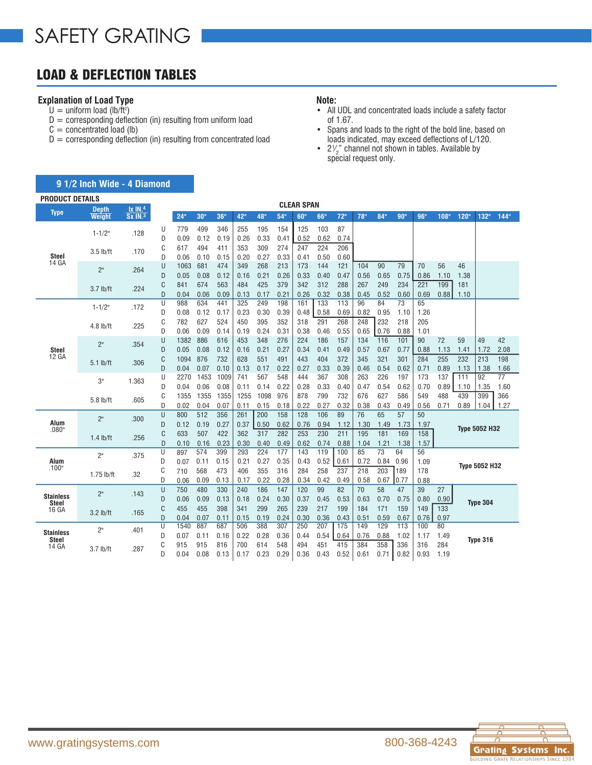# SAFETY GRATING

## LOAD & DEFLECTION TABLES

### Explanation of Load Type

U = uniform load (lb/ft²)
D = corresponding deflection (in) resulting from uniform load
C = concentrated load (lb)
D = corresponding deflection (in) resulting from concentrated load

### Note:

- All UDL and concentrated loads include a safety factor of 1.67.
- Spans and loads to the right of the bold line, based on loads indicated, may exceed deflections of L/120.
- 2½" channel not shown in tables. Available by special request only.

### 9 1/2 Inch Wide - 4 Diamond

**PRODUCT DETAILS**

| Type | Depth / Weight | Ix IN.⁴ / Sx IN.³ | | 24" | 30" | 36" | 42" | 48" | 54" | 60" | 66" | 72" | 78" | 84" | 90" | 96" | 108" | 120" | 132" | 144" |
|---|---|---|---|---|---|---|---|---|---|---|---|---|---|---|---|---|---|---|---|---|
| Steel 14 GA | 1-1/2" | .128 | U | 779 | 499 | 346 | 255 | 195 | 154 | 125 | 103 | 87 | | | | | | | | |
| | | | D | 0.09 | 0.12 | 0.19 | 0.26 | 0.33 | 0.41 | 0.52 | 0.62 | 0.74 | | | | | | | | |
| | 3.5 lb/ft | .170 | C | 617 | 494 | 411 | 353 | 309 | 274 | 247 | 224 | 206 | | | | | | | | |
| | | | D | 0.06 | 0.10 | 0.15 | 0.20 | 0.27 | 0.33 | 0.41 | 0.50 | 0.60 | | | | | | | | |
| | 2" | .264 | U | 1063 | 681 | 474 | 349 | 268 | 213 | 173 | 144 | 121 | 104 | 90 | 79 | 70 | 56 | 46 | | |
| | | | D | 0.05 | 0.08 | 0.12 | 0.16 | 0.21 | 0.26 | 0.33 | 0.40 | 0.47 | 0.56 | 0.65 | 0.75 | 0.86 | 1.10 | 1.38 | | |
| | 3.7 lb/ft | .224 | C | 841 | 674 | 563 | 484 | 425 | 379 | 342 | 312 | 288 | 267 | 249 | 234 | 221 | 199 | 181 | | |
| | | | D | 0.04 | 0.06 | 0.09 | 0.13 | 0.17 | 0.21 | 0.26 | 0.32 | 0.38 | 0.45 | 0.52 | 0.60 | 0.69 | 0.88 | 1.10 | | |
| Steel 12 GA | 1-1/2" | .172 | U | 988 | 634 | 441 | 325 | 249 | 198 | 161 | 133 | 113 | 96 | 84 | 73 | 65 | | | | |
| | | | D | 0.08 | 0.12 | 0.17 | 0.23 | 0.30 | 0.39 | 0.48 | 0.58 | 0.69 | 0.82 | 0.95 | 1.10 | 1.26 | | | | |
| | 4.8 lb/ft | .225 | C | 782 | 627 | 524 | 450 | 395 | 352 | 318 | 291 | 268 | 248 | 232 | 218 | 205 | | | | |
| | | | D | 0.06 | 0.09 | 0.14 | 0.19 | 0.24 | 0.31 | 0.38 | 0.46 | 0.55 | 0.65 | 0.76 | 0.88 | 1.01 | | | | |
| | 2" | .354 | U | 1382 | 886 | 616 | 453 | 348 | 276 | 224 | 186 | 157 | 134 | 116 | 101 | 90 | 72 | 59 | 49 | 42 |
| | | | D | 0.05 | 0.08 | 0.12 | 0.16 | 0.21 | 0.27 | 0.34 | 0.41 | 0.49 | 0.57 | 0.67 | 0.77 | 0.88 | 1.13 | 1.41 | 1.72 | 2.08 |
| | 5.1 lb/ft | .306 | C | 1094 | 876 | 732 | 628 | 551 | 491 | 443 | 404 | 372 | 345 | 321 | 301 | 284 | 255 | 232 | 213 | 198 |
| | | | D | 0.04 | 0.07 | 0.10 | 0.13 | 0.17 | 0.22 | 0.27 | 0.33 | 0.39 | 0.46 | 0.54 | 0.62 | 0.71 | 0.89 | 1.13 | 1.38 | 1.66 |
| | 3" | 1.363 | U | 2270 | 1453 | 1009 | 741 | 567 | 548 | 444 | 367 | 308 | 263 | 226 | 197 | 173 | 137 | 111 | 92 | 77 |
| | | | D | 0.04 | 0.06 | 0.08 | 0.11 | 0.14 | 0.22 | 0.28 | 0.33 | 0.40 | 0.47 | 0.54 | 0.62 | 0.70 | 0.89 | 1.10 | 1.35 | 1.60 |
| | 5.8 lb/ft | .605 | C | 1355 | 1355 | 1355 | 1255 | 1098 | 976 | 878 | 799 | 732 | 676 | 627 | 586 | 549 | 488 | 439 | 399 | 366 |
| | | | D | 0.02 | 0.04 | 0.07 | 0.11 | 0.15 | 0.18 | 0.22 | 0.27 | 0.32 | 0.38 | 0.43 | 0.49 | 0.56 | 0.71 | 0.89 | 1.04 | 1.27 |
| Alum .080" | 2" | .300 | U | 800 | 512 | 356 | 261 | 200 | 158 | 128 | 106 | 89 | 76 | 65 | 57 | 50 | Type 5052 H32 | | | |
| | | | D | 0.12 | 0.19 | 0.27 | 0.37 | 0.50 | 0.62 | 0.76 | 0.94 | 1.12 | 1.30 | 1.49 | 1.73 | 1.97 | | | | |
| | 1.4 lb/ft | .256 | C | 633 | 507 | 422 | 362 | 317 | 282 | 253 | 230 | 211 | 195 | 181 | 169 | 158 | | | | |
| | | | D | 0.10 | 0.16 | 0.23 | 0.30 | 0.40 | 0.49 | 0.62 | 0.74 | 0.88 | 1.04 | 1.21 | 1.38 | 1.57 | | | | |
| Alum .100" | 2" | .375 | U | 897 | 574 | 399 | 293 | 224 | 177 | 143 | 119 | 100 | 85 | 73 | 64 | 56 | Type 5052 H32 | | | |
| | | | D | 0.07 | 0.11 | 0.15 | 0.21 | 0.27 | 0.35 | 0.43 | 0.52 | 0.61 | 0.72 | 0.84 | 0.96 | 1.09 | | | | |
| | 1.75 lb/ft | .32 | C | 710 | 568 | 473 | 406 | 355 | 316 | 284 | 258 | 237 | 218 | 203 | 189 | 178 | | | | |
| | | | D | 0.06 | 0.09 | 0.13 | 0.17 | 0.22 | 0.28 | 0.34 | 0.42 | 0.49 | 0.58 | 0.67 | 0.77 | 0.88 | | | | |
| Stainless Steel 16 GA | 2" | .143 | U | 750 | 480 | 330 | 240 | 186 | 147 | 120 | 99 | 82 | 70 | 58 | 47 | 39 | 27 | Type 304 | | |
| | | | D | 0.06 | 0.09 | 0.13 | 0.18 | 0.24 | 0.30 | 0.37 | 0.45 | 0.53 | 0.63 | 0.70 | 0.75 | 0.80 | 0.90 | | | |
| | 3.2 lb/ft | .165 | C | 455 | 455 | 398 | 341 | 299 | 265 | 239 | 217 | 199 | 184 | 171 | 159 | 149 | 133 | | | |
| | | | D | 0.04 | 0.07 | 0.11 | 0.15 | 0.19 | 0.24 | 0.30 | 0.36 | 0.43 | 0.51 | 0.59 | 0.67 | 0.76 | 0.97 | | | |
| Stainless Steel 14 GA | 2" | .401 | U | 1540 | 887 | 687 | 506 | 388 | 307 | 250 | 207 | 175 | 149 | 129 | 113 | 100 | 80 | Type 316 | | |
| | | | D | 0.07 | 0.11 | 0.16 | 0.22 | 0.28 | 0.36 | 0.44 | 0.54 | 0.64 | 0.76 | 0.88 | 1.02 | 1.17 | 1.49 | | | |
| | 3.7 lb/ft | .287 | C | 915 | 915 | 816 | 700 | 614 | 548 | 494 | 451 | 415 | 384 | 358 | 336 | 316 | 284 | | | |
| | | | D | 0.04 | 0.08 | 0.13 | 0.17 | 0.23 | 0.29 | 0.36 | 0.43 | 0.52 | 0.61 | 0.71 | 0.82 | 0.93 | 1.19 | | | |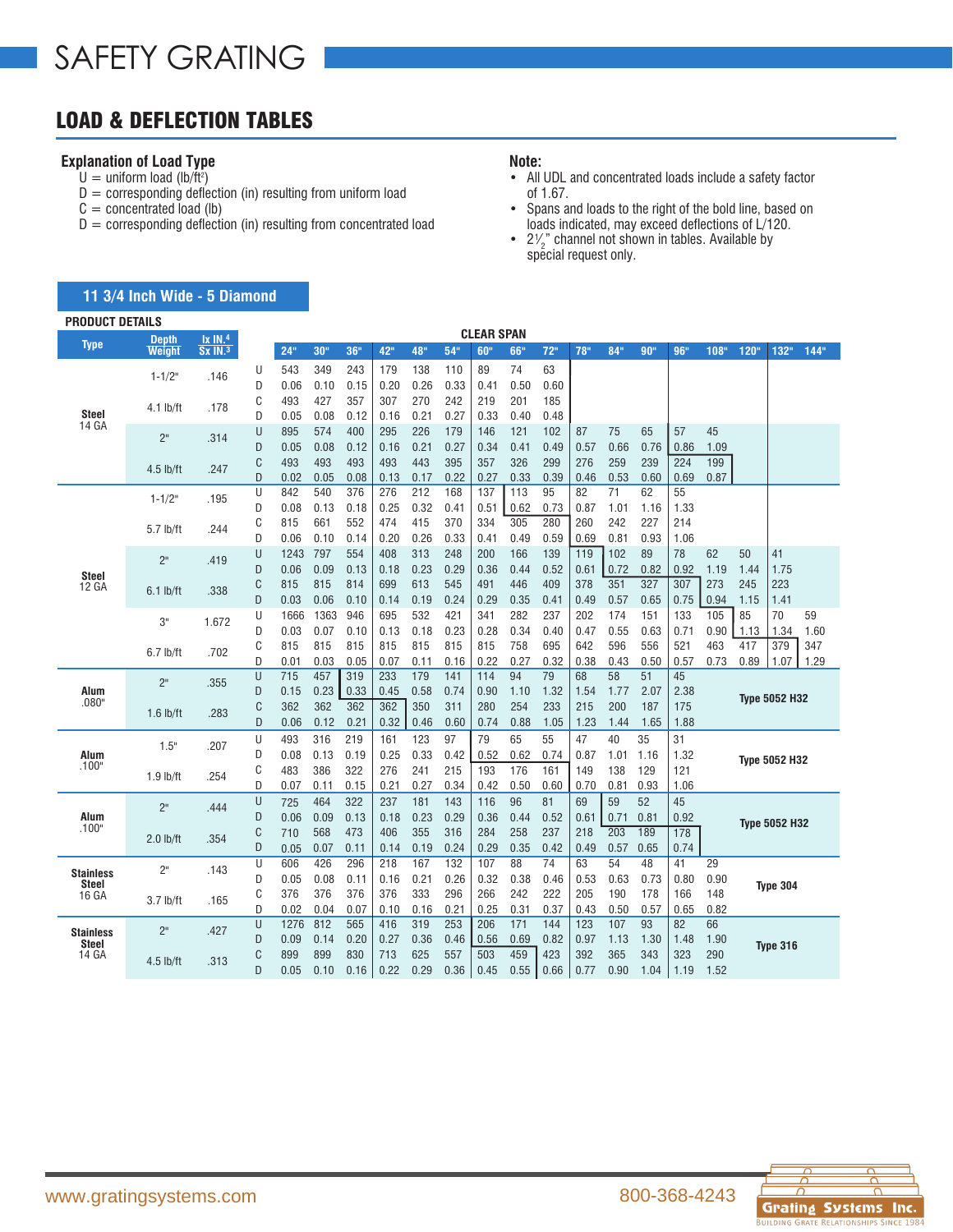# SAFETY GRATING

## LOAD & DEFLECTION TABLES

### Explanation of Load Type

U = uniform load (lb/ft²)
D = corresponding deflection (in) resulting from uniform load
C = concentrated load (lb)
D = corresponding deflection (in) resulting from concentrated load

### Note:

- All UDL and concentrated loads include a safety factor of 1.67.
- Spans and loads to the right of the bold line, based on loads indicated, may exceed deflections of L/120.
- 2½" channel not shown in tables. Available by special request only.

## 11 3/4 Inch Wide - 5 Diamond

**PRODUCT DETAILS**

| Type | Depth / Weight | Ix IN.⁴ / Sx IN.³ | | 24" | 30" | 36" | 42" | 48" | 54" | 60" | 66" | 72" | 78" | 84" | 90" | 96" | 108" | 120" | 132" | 144" |
|---|---|---|---|---|---|---|---|---|---|---|---|---|---|---|---|---|---|---|---|---|
| Steel 14 GA | 1-1/2" | .146 | U | 543 | 349 | 243 | 179 | 138 | 110 | 89 | 74 | 63 | | | | | | | | |
| | | | D | 0.06 | 0.10 | 0.15 | 0.20 | 0.26 | 0.33 | 0.41 | 0.50 | 0.60 | | | | | | | | |
| | 4.1 lb/ft | .178 | C | 493 | 427 | 357 | 307 | 270 | 242 | 219 | 201 | 185 | | | | | | | | |
| | | | D | 0.05 | 0.08 | 0.12 | 0.16 | 0.21 | 0.27 | 0.33 | 0.40 | 0.48 | | | | | | | | |
| | 2" | .314 | U | 895 | 574 | 400 | 295 | 226 | 179 | 146 | 121 | 102 | 87 | 75 | 65 | 57 | 45 | | | |
| | | | D | 0.05 | 0.08 | 0.12 | 0.16 | 0.21 | 0.27 | 0.34 | 0.41 | 0.49 | 0.57 | 0.66 | 0.76 | 0.86 | 1.09 | | | |
| | 4.5 lb/ft | .247 | C | 493 | 493 | 493 | 493 | 443 | 395 | 357 | 326 | 299 | 276 | 259 | 239 | 224 | 199 | | | |
| | | | D | 0.02 | 0.05 | 0.08 | 0.13 | 0.17 | 0.22 | 0.27 | 0.33 | 0.39 | 0.46 | 0.53 | 0.60 | 0.69 | 0.87 | | | |
| Steel 12 GA | 1-1/2" | .195 | U | 842 | 540 | 376 | 276 | 212 | 168 | 137 | 113 | 95 | 82 | 71 | 62 | 55 | | | | |
| | | | D | 0.08 | 0.13 | 0.18 | 0.25 | 0.32 | 0.41 | 0.51 | 0.62 | 0.73 | 0.87 | 1.01 | 1.16 | 1.33 | | | | |
| | 5.7 lb/ft | .244 | C | 815 | 661 | 552 | 474 | 415 | 370 | 334 | 305 | 280 | 260 | 242 | 227 | 214 | | | | |
| | | | D | 0.06 | 0.10 | 0.14 | 0.20 | 0.26 | 0.33 | 0.41 | 0.49 | 0.59 | 0.69 | 0.81 | 0.93 | 1.06 | | | | |
| | 2" | .419 | U | 1243 | 797 | 554 | 408 | 313 | 248 | 200 | 166 | 139 | 119 | 102 | 89 | 78 | 62 | 50 | 41 | |
| | | | D | 0.06 | 0.09 | 0.13 | 0.18 | 0.23 | 0.29 | 0.36 | 0.44 | 0.52 | 0.61 | 0.72 | 0.82 | 0.92 | 1.19 | 1.44 | 1.75 | |
| | 6.1 lb/ft | .338 | C | 815 | 815 | 814 | 699 | 613 | 545 | 491 | 446 | 409 | 378 | 351 | 327 | 307 | 273 | 245 | 223 | |
| | | | D | 0.03 | 0.06 | 0.10 | 0.14 | 0.19 | 0.24 | 0.29 | 0.35 | 0.41 | 0.49 | 0.57 | 0.65 | 0.75 | 0.94 | 1.15 | 1.41 | |
| | 3" | 1.672 | U | 1666 | 1363 | 946 | 695 | 532 | 421 | 341 | 282 | 237 | 202 | 174 | 151 | 133 | 105 | 85 | 70 | 59 |
| | | | D | 0.03 | 0.07 | 0.10 | 0.13 | 0.18 | 0.23 | 0.28 | 0.34 | 0.40 | 0.47 | 0.55 | 0.63 | 0.71 | 0.90 | 1.13 | 1.34 | 1.60 |
| | 6.7 lb/ft | .702 | C | 815 | 815 | 815 | 815 | 815 | 815 | 815 | 758 | 695 | 642 | 596 | 556 | 521 | 463 | 417 | 379 | 347 |
| | | | D | 0.01 | 0.03 | 0.05 | 0.07 | 0.11 | 0.16 | 0.22 | 0.27 | 0.32 | 0.38 | 0.43 | 0.50 | 0.57 | 0.73 | 0.89 | 1.07 | 1.29 |
| Alum .080" | 2" | .355 | U | 715 | 457 | 319 | 233 | 179 | 141 | 114 | 94 | 79 | 68 | 58 | 51 | 45 | Type 5052 H32 | | | |
| | | | D | 0.15 | 0.23 | 0.33 | 0.45 | 0.58 | 0.74 | 0.90 | 1.10 | 1.32 | 1.54 | 1.77 | 2.07 | 2.38 | | | | |
| | 1.6 lb/ft | .283 | C | 362 | 362 | 362 | 362 | 350 | 311 | 280 | 254 | 233 | 215 | 200 | 187 | 175 | | | | |
| | | | D | 0.06 | 0.12 | 0.21 | 0.32 | 0.46 | 0.60 | 0.74 | 0.88 | 1.05 | 1.23 | 1.44 | 1.65 | 1.88 | | | | |
| Alum .100" | 1.5" | .207 | U | 493 | 316 | 219 | 161 | 123 | 97 | 79 | 65 | 55 | 47 | 40 | 35 | 31 | Type 5052 H32 | | | |
| | | | D | 0.08 | 0.13 | 0.19 | 0.25 | 0.33 | 0.42 | 0.52 | 0.62 | 0.74 | 0.87 | 1.01 | 1.16 | 1.32 | | | | |
| | 1.9 lb/ft | .254 | C | 483 | 386 | 322 | 276 | 241 | 215 | 193 | 176 | 161 | 149 | 138 | 129 | 121 | | | | |
| | | | D | 0.07 | 0.11 | 0.15 | 0.21 | 0.27 | 0.34 | 0.42 | 0.50 | 0.60 | 0.70 | 0.81 | 0.93 | 1.06 | | | | |
| Alum .100" | 2" | .444 | U | 725 | 464 | 322 | 237 | 181 | 143 | 116 | 96 | 81 | 69 | 59 | 52 | 45 | Type 5052 H32 | | | |
| | | | D | 0.06 | 0.09 | 0.13 | 0.18 | 0.23 | 0.29 | 0.36 | 0.44 | 0.52 | 0.61 | 0.71 | 0.81 | 0.92 | | | | |
| | 2.0 lb/ft | .354 | C | 710 | 568 | 473 | 406 | 355 | 316 | 284 | 258 | 237 | 218 | 203 | 189 | 178 | | | | |
| | | | D | 0.05 | 0.07 | 0.11 | 0.14 | 0.19 | 0.24 | 0.29 | 0.35 | 0.42 | 0.49 | 0.57 | 0.65 | 0.74 | | | | |
| Stainless Steel 16 GA | 2" | .143 | U | 606 | 426 | 296 | 218 | 167 | 132 | 107 | 88 | 74 | 63 | 54 | 48 | 41 | 29 | Type 304 | | |
| | | | D | 0.05 | 0.08 | 0.11 | 0.16 | 0.21 | 0.26 | 0.32 | 0.38 | 0.46 | 0.53 | 0.63 | 0.73 | 0.80 | 0.90 | | | |
| | 3.7 lb/ft | .165 | C | 376 | 376 | 376 | 376 | 333 | 296 | 266 | 242 | 222 | 205 | 190 | 178 | 166 | 148 | | | |
| | | | D | 0.02 | 0.04 | 0.07 | 0.10 | 0.16 | 0.21 | 0.25 | 0.31 | 0.37 | 0.43 | 0.50 | 0.57 | 0.65 | 0.82 | | | |
| Stainless Steel 14 GA | 2" | .427 | U | 1276 | 812 | 565 | 416 | 319 | 253 | 206 | 171 | 144 | 123 | 107 | 93 | 82 | 66 | Type 316 | | |
| | | | D | 0.09 | 0.14 | 0.20 | 0.27 | 0.36 | 0.46 | 0.56 | 0.69 | 0.82 | 0.97 | 1.13 | 1.30 | 1.48 | 1.90 | | | |
| | 4.5 lb/ft | .313 | C | 899 | 899 | 830 | 713 | 625 | 557 | 503 | 459 | 423 | 392 | 365 | 343 | 323 | 290 | | | |
| | | | D | 0.05 | 0.10 | 0.16 | 0.22 | 0.29 | 0.36 | 0.45 | 0.55 | 0.66 | 0.77 | 0.90 | 1.04 | 1.19 | 1.52 | | | |

www.gratingsystems.com 800-368-4243 Grating Systems Inc. Building Grate Relationships Since 1984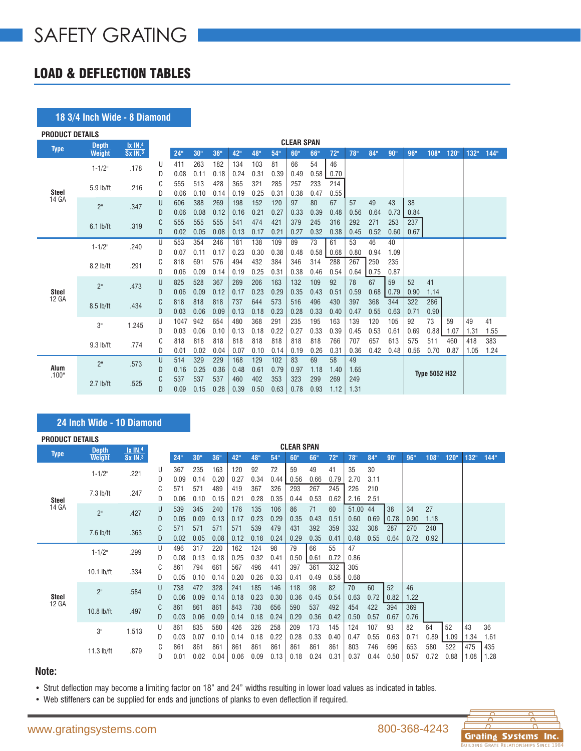# SAFETY GRATING

## LOAD & DEFLECTION TABLES

### 18 3/4 Inch Wide - 8 Diamond

| Type | Depth / Weight | Ix IN.4 / Sx IN.3 | | 24" | 30" | 36" | 42" | 48" | 54" | 60" | 66" | 72" | 78" | 84" | 90" | 96" | 108" | 120" | 132" | 144" |
|---|---|---|---|---|---|---|---|---|---|---|---|---|---|---|---|---|---|---|---|---|
| Steel 14 GA | 1-1/2" | .178 | U | 411 | 263 | 182 | 134 | 103 | 81 | 66 | 54 | 46 | | | | | | | | |
| | | | D | 0.08 | 0.11 | 0.18 | 0.24 | 0.31 | 0.39 | 0.49 | 0.58 | 0.70 | | | | | | | | |
| | 5.9 lb/ft | .216 | C | 555 | 513 | 428 | 365 | 321 | 285 | 257 | 233 | 214 | | | | | | | | |
| | | | D | 0.06 | 0.10 | 0.14 | 0.19 | 0.25 | 0.31 | 0.38 | 0.47 | 0.55 | | | | | | | | |
| | 2" | .347 | U | 606 | 388 | 269 | 198 | 152 | 120 | 97 | 80 | 67 | 57 | 49 | 43 | 38 | | | | |
| | | | D | 0.06 | 0.08 | 0.12 | 0.16 | 0.21 | 0.27 | 0.33 | 0.39 | 0.48 | 0.56 | 0.64 | 0.73 | 0.84 | | | | |
| | 6.1 lb/ft | .319 | C | 555 | 555 | 555 | 541 | 474 | 421 | 379 | 245 | 316 | 292 | 271 | 253 | 237 | | | | |
| | | | D | 0.02 | 0.05 | 0.08 | 0.13 | 0.17 | 0.21 | 0.27 | 0.32 | 0.38 | 0.45 | 0.52 | 0.60 | 0.67 | | | | |
| Steel 12 GA | 1-1/2" | .240 | U | 553 | 354 | 246 | 181 | 138 | 109 | 89 | 73 | 61 | 53 | 46 | 40 | | | | | |
| | | | D | 0.07 | 0.11 | 0.17 | 0.23 | 0.30 | 0.38 | 0.48 | 0.58 | 0.68 | 0.80 | 0.94 | 1.09 | | | | | |
| | 8.2 lb/ft | .291 | C | 818 | 691 | 576 | 494 | 432 | 384 | 346 | 314 | 288 | 267 | 250 | 235 | | | | | |
| | | | D | 0.06 | 0.09 | 0.14 | 0.19 | 0.25 | 0.31 | 0.38 | 0.46 | 0.54 | 0.64 | 0.75 | 0.87 | | | | | |
| | 2" | .473 | U | 825 | 528 | 367 | 269 | 206 | 163 | 132 | 109 | 92 | 78 | 67 | 59 | 52 | 41 | | | |
| | | | D | 0.06 | 0.09 | 0.12 | 0.17 | 0.23 | 0.29 | 0.35 | 0.43 | 0.51 | 0.59 | 0.68 | 0.79 | 0.90 | 1.14 | | | |
| | 8.5 lb/ft | .434 | C | 818 | 818 | 818 | 737 | 644 | 573 | 516 | 496 | 430 | 397 | 368 | 344 | 322 | 286 | | | |
| | | | D | 0.03 | 0.06 | 0.09 | 0.13 | 0.18 | 0.23 | 0.28 | 0.33 | 0.40 | 0.47 | 0.55 | 0.63 | 0.71 | 0.90 | | | |
| | 3" | 1.245 | U | 1047 | 942 | 654 | 480 | 368 | 291 | 235 | 195 | 163 | 139 | 120 | 105 | 92 | 73 | 59 | 49 | 41 |
| | | | D | 0.03 | 0.06 | 0.10 | 0.13 | 0.18 | 0.22 | 0.27 | 0.33 | 0.39 | 0.45 | 0.53 | 0.61 | 0.69 | 0.88 | 1.07 | 1.31 | 1.55 |
| | 9.3 lb/ft | .774 | C | 818 | 818 | 818 | 818 | 818 | 818 | 818 | 818 | 766 | 707 | 657 | 613 | 575 | 511 | 460 | 418 | 383 |
| | | | D | 0.01 | 0.02 | 0.04 | 0.07 | 0.10 | 0.14 | 0.19 | 0.26 | 0.31 | 0.36 | 0.42 | 0.48 | 0.56 | 0.70 | 0.87 | 1.05 | 1.24 |
| Alum .100" | 2" | .573 | U | 514 | 329 | 229 | 168 | 129 | 102 | 83 | 69 | 58 | 49 | | | Type 5052 H32 | | | | |
| | | | D | 0.16 | 0.25 | 0.36 | 0.48 | 0.61 | 0.79 | 0.97 | 1.18 | 1.40 | 1.65 | | | | | | | |
| | 2.7 lb/ft | .525 | C | 537 | 537 | 537 | 460 | 402 | 353 | 323 | 299 | 269 | 249 | | | | | | | |
| | | | D | 0.09 | 0.15 | 0.28 | 0.39 | 0.50 | 0.63 | 0.78 | 0.93 | 1.12 | 1.31 | | | | | | | |

### 24 Inch Wide - 10 Diamond

| Type | Depth / Weight | Ix IN.4 / Sx IN.3 | | 24" | 30" | 36" | 42" | 48" | 54" | 60" | 66" | 72" | 78" | 84" | 90" | 96" | 108" | 120" | 132" | 144" |
|---|---|---|---|---|---|---|---|---|---|---|---|---|---|---|---|---|---|---|---|---|
| Steel 14 GA | 1-1/2" | .221 | U | 367 | 235 | 163 | 120 | 92 | 72 | 59 | 49 | 41 | 35 | 30 | | | | | | |
| | | | D | 0.09 | 0.14 | 0.20 | 0.27 | 0.34 | 0.44 | 0.56 | 0.66 | 0.79 | 2.70 | 3.11 | | | | | | |
| | 7.3 lb/ft | .247 | C | 571 | 571 | 489 | 419 | 367 | 326 | 293 | 267 | 245 | 226 | 210 | | | | | | |
| | | | D | 0.06 | 0.10 | 0.15 | 0.21 | 0.28 | 0.35 | 0.44 | 0.53 | 0.62 | 2.16 | 2.51 | | | | | | |
| | 2" | .427 | U | 539 | 345 | 240 | 176 | 135 | 106 | 86 | 71 | 60 | 51.00 | 44 | 38 | 34 | 27 | | | |
| | | | D | 0.05 | 0.09 | 0.13 | 0.17 | 0.23 | 0.29 | 0.35 | 0.43 | 0.51 | 0.60 | 0.69 | 0.78 | 0.90 | 1.18 | | | |
| | 7.6 lb/ft | .363 | C | 571 | 571 | 571 | 571 | 539 | 479 | 431 | 392 | 359 | 332 | 308 | 287 | 270 | 240 | | | |
| | | | D | 0.02 | 0.05 | 0.08 | 0.12 | 0.18 | 0.24 | 0.29 | 0.35 | 0.41 | 0.48 | 0.55 | 0.64 | 0.72 | 0.92 | | | |
| Steel 12 GA | 1-1/2" | .299 | U | 496 | 317 | 220 | 162 | 124 | 98 | 79 | 66 | 55 | 47 | | | | | | | |
| | | | D | 0.08 | 0.13 | 0.18 | 0.25 | 0.32 | 0.41 | 0.50 | 0.61 | 0.72 | 0.86 | | | | | | | |
| | 10.1 lb/ft | .334 | C | 861 | 794 | 661 | 567 | 496 | 441 | 397 | 361 | 332 | 305 | | | | | | | |
| | | | D | 0.05 | 0.10 | 0.14 | 0.20 | 0.26 | 0.33 | 0.41 | 0.49 | 0.58 | 0.68 | | | | | | | |
| | 2" | .584 | U | 738 | 472 | 328 | 241 | 185 | 146 | 118 | 98 | 82 | 70 | 60 | 52 | 46 | | | | |
| | | | D | 0.06 | 0.09 | 0.14 | 0.18 | 0.23 | 0.30 | 0.36 | 0.45 | 0.54 | 0.63 | 0.72 | 0.82 | 1.22 | | | | |
| | 10.8 lb/ft | .497 | C | 861 | 861 | 861 | 843 | 738 | 656 | 590 | 537 | 492 | 454 | 422 | 394 | 369 | | | | |
| | | | D | 0.03 | 0.06 | 0.09 | 0.14 | 0.18 | 0.24 | 0.29 | 0.36 | 0.42 | 0.50 | 0.57 | 0.67 | 0.76 | | | | |
| | 3" | 1.513 | U | 861 | 835 | 580 | 426 | 326 | 258 | 209 | 173 | 145 | 124 | 107 | 93 | 82 | 64 | 52 | 43 | 36 |
| | | | D | 0.03 | 0.07 | 0.10 | 0.14 | 0.18 | 0.22 | 0.28 | 0.33 | 0.40 | 0.47 | 0.55 | 0.63 | 0.71 | 0.89 | 1.09 | 1.34 | 1.61 |
| | 11.3 lb/ft | .879 | C | 861 | 861 | 861 | 861 | 861 | 861 | 861 | 861 | 861 | 803 | 746 | 696 | 653 | 580 | 522 | 475 | 435 |
| | | | D | 0.01 | 0.02 | 0.04 | 0.06 | 0.09 | 0.13 | 0.18 | 0.24 | 0.31 | 0.37 | 0.44 | 0.50 | 0.57 | 0.72 | 0.88 | 1.08 | 1.28 |

**Note:**

- Strut deflection may become a limiting factor on 18" and 24" widths resulting in lower load values as indicated in tables.
- Web stiffeners can be supplied for ends and junctions of planks to even deflection if required.

www.gratingsystems.com 800-368-4243

Grating Systems Inc. BUILDING GRATE RELATIONSHIPS SINCE 1984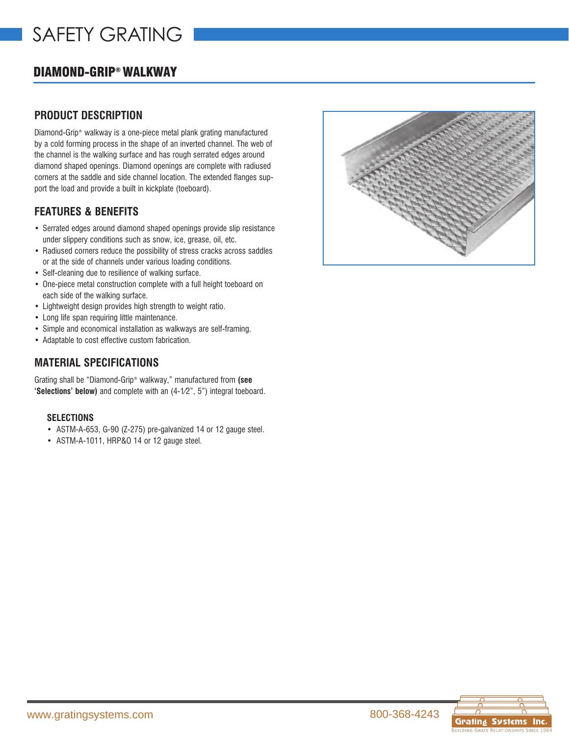# SAFETY GRATING

## DIAMOND-GRIP® WALKWAY

### PRODUCT DESCRIPTION

Diamond-Grip® walkway is a one-piece metal plank grating manufactured by a cold forming process in the shape of an inverted channel. The web of the channel is the walking surface and has rough serrated edges around diamond shaped openings. Diamond openings are complete with radiused corners at the saddle and side channel location. The extended flanges support the load and provide a built in kickplate (toeboard).

### FEATURES & BENEFITS

- Serrated edges around diamond shaped openings provide slip resistance under slippery conditions such as snow, ice, grease, oil, etc.
- Radiused corners reduce the possibility of stress cracks across saddles or at the side of channels under various loading conditions.
- Self-cleaning due to resilience of walking surface.
- One-piece metal construction complete with a full height toeboard on each side of the walking surface.
- Lightweight design provides high strength to weight ratio.
- Long life span requiring little maintenance.
- Simple and economical installation as walkways are self-framing.
- Adaptable to cost effective custom fabrication.

### MATERIAL SPECIFICATIONS

Grating shall be "Diamond-Grip® walkway," manufactured from **(see 'Selections' below)** and complete with an (4-1⁄2", 5") integral toeboard.

#### SELECTIONS

- ASTM-A-653, G-90 (Z-275) pre-galvanized 14 or 12 gauge steel.
- ASTM-A-1011, HRP&O 14 or 12 gauge steel.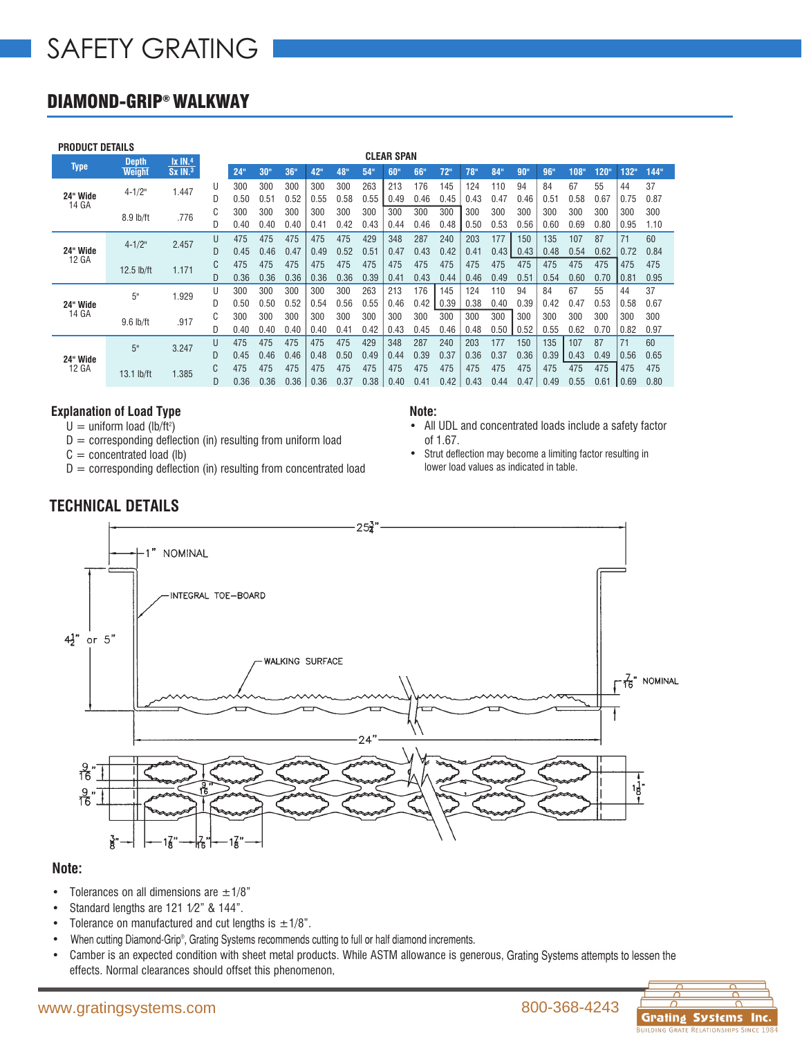# SAFETY GRATING

## DIAMOND-GRIP® WALKWAY

**PRODUCT DETAILS**

| Type | Depth / Weight | Ix IN.4 / Sx IN.3 | | 24" | 30" | 36" | 42" | 48" | 54" | 60" | 66" | 72" | 78" | 84" | 90" | 96" | 108" | 120" | 132" | 144" |
|---|---|---|---|---|---|---|---|---|---|---|---|---|---|---|---|---|---|---|---|---|
| | | | | CLEAR SPAN | | | | | | | | | | | | | | | | |
| 24" Wide 14 GA | 4-1/2" | 1.447 | U | 300 | 300 | 300 | 300 | 300 | 263 | 213 | 176 | 145 | 124 | 110 | 94 | 84 | 67 | 55 | 44 | 37 |
| | | | D | 0.50 | 0.51 | 0.52 | 0.55 | 0.58 | 0.55 | 0.49 | 0.46 | 0.45 | 0.43 | 0.47 | 0.46 | 0.51 | 0.58 | 0.67 | 0.75 | 0.87 |
| | 8.9 lb/ft | .776 | C | 300 | 300 | 300 | 300 | 300 | 300 | 300 | 300 | 300 | 300 | 300 | 300 | 300 | 300 | 300 | 300 | 300 |
| | | | D | 0.40 | 0.40 | 0.40 | 0.41 | 0.42 | 0.43 | 0.44 | 0.46 | 0.48 | 0.50 | 0.53 | 0.56 | 0.60 | 0.69 | 0.80 | 0.95 | 1.10 |
| 24" Wide 12 GA | 4-1/2" | 2.457 | U | 475 | 475 | 475 | 475 | 475 | 429 | 348 | 287 | 240 | 203 | 177 | 150 | 135 | 107 | 87 | 71 | 60 |
| | | | D | 0.45 | 0.46 | 0.47 | 0.49 | 0.52 | 0.51 | 0.47 | 0.43 | 0.42 | 0.41 | 0.43 | 0.43 | 0.48 | 0.54 | 0.62 | 0.72 | 0.84 |
| | 12.5 lb/ft | 1.171 | C | 475 | 475 | 475 | 475 | 475 | 475 | 475 | 475 | 475 | 475 | 475 | 475 | 475 | 475 | 475 | 475 | 475 |
| | | | D | 0.36 | 0.36 | 0.36 | 0.36 | 0.36 | 0.39 | 0.41 | 0.43 | 0.44 | 0.46 | 0.49 | 0.51 | 0.54 | 0.60 | 0.70 | 0.81 | 0.95 |
| 24" Wide 14 GA | 5" | 1.929 | U | 300 | 300 | 300 | 300 | 300 | 263 | 213 | 176 | 145 | 124 | 110 | 94 | 84 | 67 | 55 | 44 | 37 |
| | | | D | 0.50 | 0.50 | 0.52 | 0.54 | 0.56 | 0.55 | 0.46 | 0.42 | 0.39 | 0.38 | 0.40 | 0.39 | 0.42 | 0.47 | 0.53 | 0.58 | 0.67 |
| | 9.6 lb/ft | .917 | C | 300 | 300 | 300 | 300 | 300 | 300 | 300 | 300 | 300 | 300 | 300 | 300 | 300 | 300 | 300 | 300 | 300 |
| | | | D | 0.40 | 0.40 | 0.40 | 0.40 | 0.41 | 0.42 | 0.43 | 0.45 | 0.46 | 0.48 | 0.50 | 0.52 | 0.55 | 0.62 | 0.70 | 0.82 | 0.97 |
| 24" Wide 12 GA | 5" | 3.247 | U | 475 | 475 | 475 | 475 | 475 | 429 | 348 | 287 | 240 | 203 | 177 | 150 | 135 | 107 | 87 | 71 | 60 |
| | | | D | 0.45 | 0.46 | 0.46 | 0.48 | 0.50 | 0.49 | 0.44 | 0.39 | 0.37 | 0.36 | 0.37 | 0.36 | 0.39 | 0.43 | 0.49 | 0.56 | 0.65 |
| | 13.1 lb/ft | 1.385 | C | 475 | 475 | 475 | 475 | 475 | 475 | 475 | 475 | 475 | 475 | 475 | 475 | 475 | 475 | 475 | 475 | 475 |
| | | | D | 0.36 | 0.36 | 0.36 | 0.36 | 0.37 | 0.38 | 0.40 | 0.41 | 0.42 | 0.43 | 0.44 | 0.47 | 0.49 | 0.55 | 0.61 | 0.69 | 0.80 |

### Explanation of Load Type

U = uniform load (lb/ft²)
D = corresponding deflection (in) resulting from uniform load
C = concentrated load (lb)
D = corresponding deflection (in) resulting from concentrated load

### Note:

- All UDL and concentrated loads include a safety factor of 1.67.
- Strut deflection may become a limiting factor resulting in lower load values as indicated in table.

## TECHNICAL DETAILS

25 3/4"
1" NOMINAL
INTEGRAL TOE–BOARD
4 1/2" or 5"
WALKING SURFACE
7/16" NOMINAL
24"
9/16"
9/16"
9/16"
1 1/8"
3/8"
1 7/8"
7/16"
1 7/8"

### Note:

- Tolerances on all dimensions are ±1/8"
- Standard lengths are 121 1⁄2" & 144".
- Tolerance on manufactured and cut lengths is ±1/8".
- When cutting Diamond-Grip®, Grating Systems recommends cutting to full or half diamond increments.
- Camber is an expected condition with sheet metal products. While ASTM allowance is generous, Grating Systems attempts to lessen the effects. Normal clearances should offset this phenomenon,

www.gratingsystems.com 800-368-4243

Grating Systems Inc.
Building Grate Relationships Since 1984